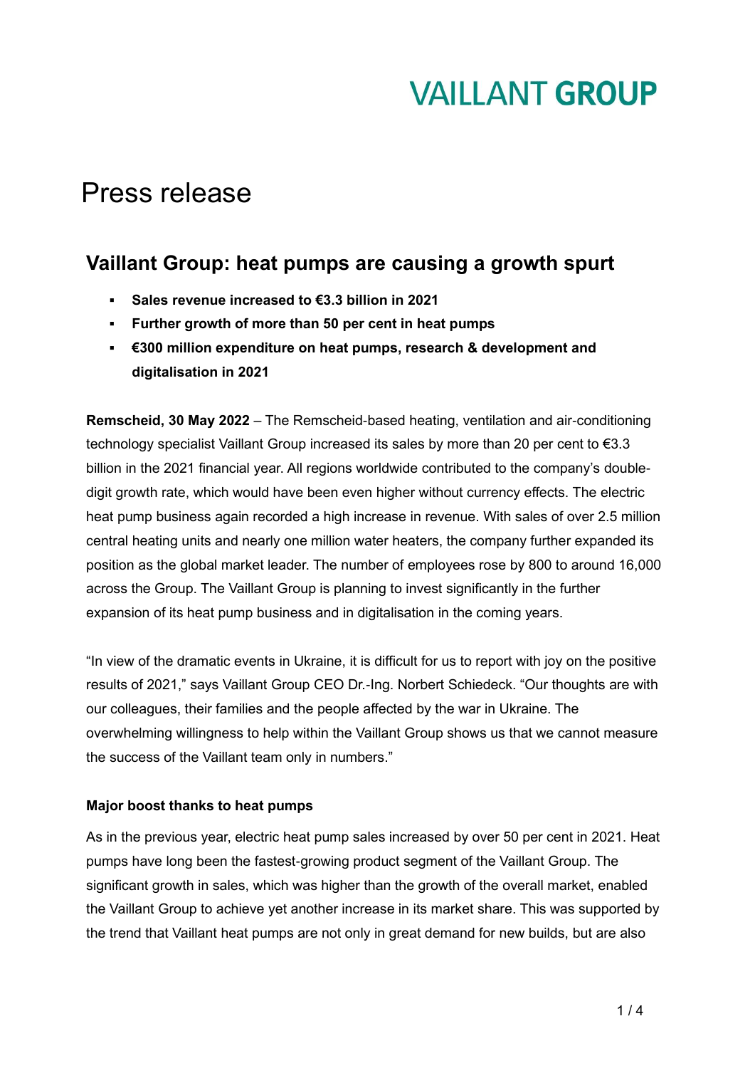VAILLANT GROUP

# Press release

## Vaillant Group: heat pumps are causing a growth spurt

- **Sales revenue increased to €3.3 billion in 2021**
- **Further growth of more than 50 per cent in heat pumps**
- **€300 million expenditure on heat pumps, research & development and digitalisation in 2021**

**Remscheid, 30 May 2022** – The Remscheid-based heating, ventilation and air-conditioning technology specialist Vaillant Group increased its sales by more than 20 per cent to €3.3 billion in the 2021 financial year. All regions worldwide contributed to the company's double-digit growth rate, which would have been even higher without currency effects. The electric heat pump business again recorded a high increase in revenue. With sales of over 2.5 million central heating units and nearly one million water heaters, the company further expanded its position as the global market leader. The number of employees rose by 800 to around 16,000 across the Group. The Vaillant Group is planning to invest significantly in the further expansion of its heat pump business and in digitalisation in the coming years.

"In view of the dramatic events in Ukraine, it is difficult for us to report with joy on the positive results of 2021," says Vaillant Group CEO Dr.-Ing. Norbert Schiedeck. "Our thoughts are with our colleagues, their families and the people affected by the war in Ukraine. The overwhelming willingness to help within the Vaillant Group shows us that we cannot measure the success of the Vaillant team only in numbers."

**Major boost thanks to heat pumps**

As in the previous year, electric heat pump sales increased by over 50 per cent in 2021. Heat pumps have long been the fastest-growing product segment of the Vaillant Group. The significant growth in sales, which was higher than the growth of the overall market, enabled the Vaillant Group to achieve yet another increase in its market share. This was supported by the trend that Vaillant heat pumps are not only in great demand for new builds, but are also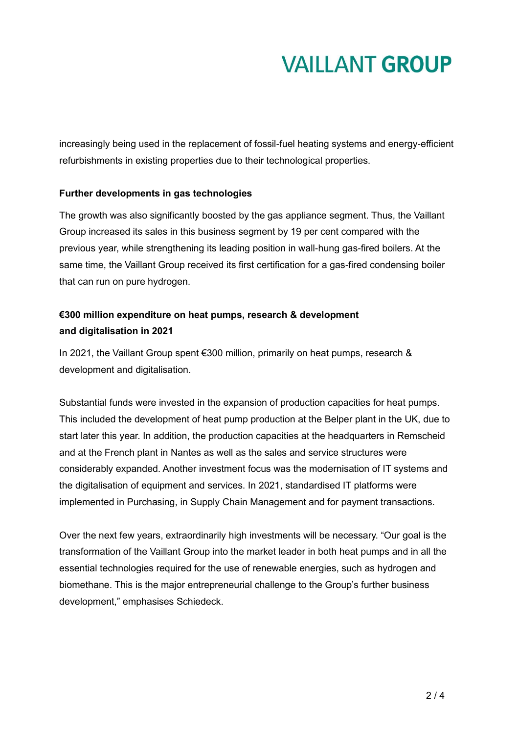increasingly being used in the replacement of fossil-fuel heating systems and energy-efficient refurbishments in existing properties due to their technological properties.

**Further developments in gas technologies**

The growth was also significantly boosted by the gas appliance segment. Thus, the Vaillant Group increased its sales in this business segment by 19 per cent compared with the previous year, while strengthening its leading position in wall-hung gas-fired boilers. At the same time, the Vaillant Group received its first certification for a gas-fired condensing boiler that can run on pure hydrogen.

**€300 million expenditure on heat pumps, research & development and digitalisation in 2021**

In 2021, the Vaillant Group spent €300 million, primarily on heat pumps, research & development and digitalisation.

Substantial funds were invested in the expansion of production capacities for heat pumps. This included the development of heat pump production at the Belper plant in the UK, due to start later this year. In addition, the production capacities at the headquarters in Remscheid and at the French plant in Nantes as well as the sales and service structures were considerably expanded. Another investment focus was the modernisation of IT systems and the digitalisation of equipment and services. In 2021, standardised IT platforms were implemented in Purchasing, in Supply Chain Management and for payment transactions.

Over the next few years, extraordinarily high investments will be necessary. “Our goal is the transformation of the Vaillant Group into the market leader in both heat pumps and in all the essential technologies required for the use of renewable energies, such as hydrogen and biomethane. This is the major entrepreneurial challenge to the Group’s further business development,” emphasises Schiedeck.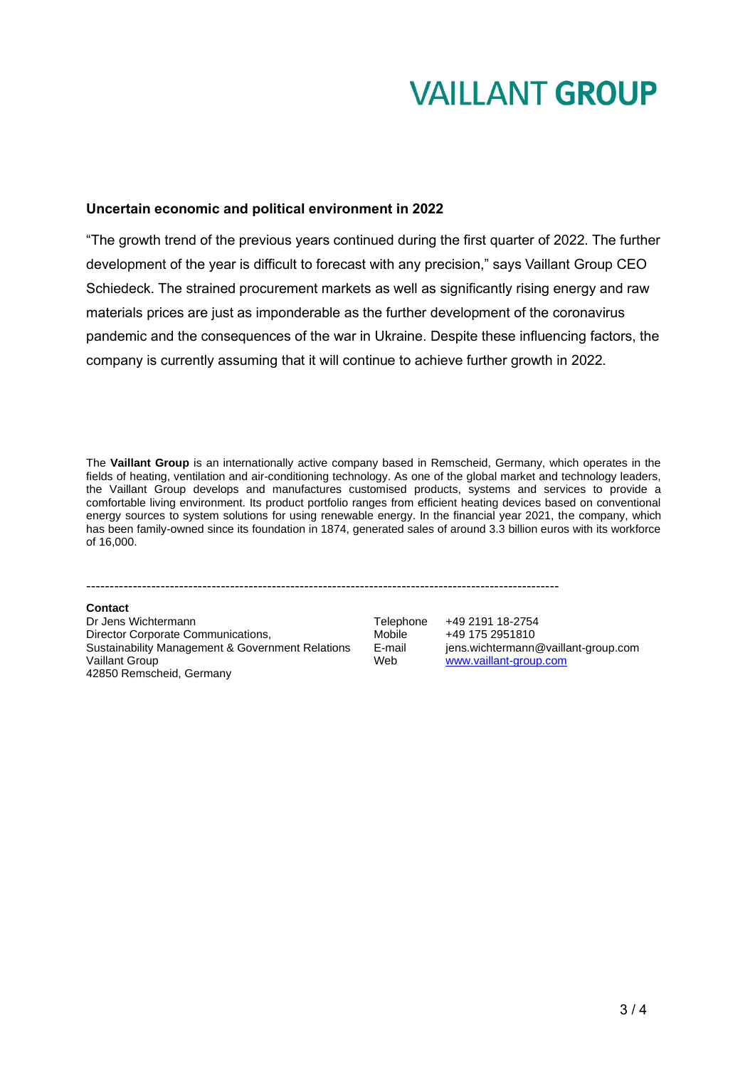VAILLANT **GROUP**

**Uncertain economic and political environment in 2022**

"The growth trend of the previous years continued during the first quarter of 2022. The further development of the year is difficult to forecast with any precision," says Vaillant Group CEO Schiedeck. The strained procurement markets as well as significantly rising energy and raw materials prices are just as imponderable as the further development of the coronavirus pandemic and the consequences of the war in Ukraine. Despite these influencing factors, the company is currently assuming that it will continue to achieve further growth in 2022.

The **Vaillant Group** is an internationally active company based in Remscheid, Germany, which operates in the fields of heating, ventilation and air-conditioning technology. As one of the global market and technology leaders, the Vaillant Group develops and manufactures customised products, systems and services to provide a comfortable living environment. Its product portfolio ranges from efficient heating devices based on conventional energy sources to system solutions for using renewable energy. In the financial year 2021, the company, which has been family-owned since its foundation in 1874, generated sales of around 3.3 billion euros with its workforce of 16,000.

---

**Contact**

Dr Jens Wichtermann
Director Corporate Communications,
Sustainability Management & Government Relations
Vaillant Group
42850 Remscheid, Germany

Telephone +49 2191 18-2754
Mobile +49 175 2951810
E-mail jens.wichtermann@vaillant-group.com
Web www.vaillant-group.com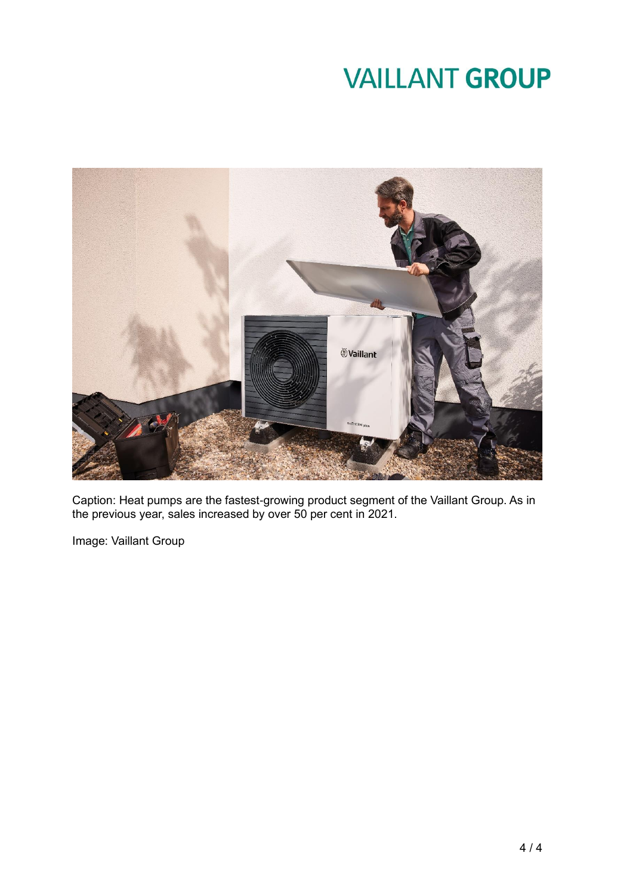Caption: Heat pumps are the fastest-growing product segment of the Vaillant Group. As in the previous year, sales increased by over 50 per cent in 2021.

Image: Vaillant Group